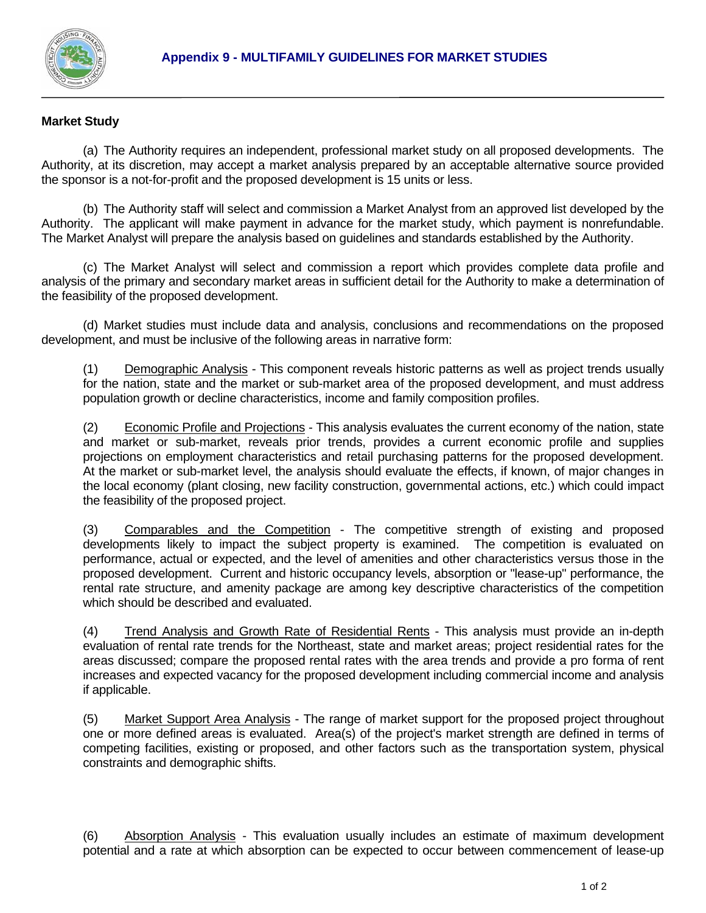# Appendix 9 - MULTIFAMILY GUIDELINES FOR MARKET STUDIES

**Market Study**

(a) The Authority requires an independent, professional market study on all proposed developments. The Authority, at its discretion, may accept a market analysis prepared by an acceptable alternative source provided the sponsor is a not-for-profit and the proposed development is 15 units or less.

(b) The Authority staff will select and commission a Market Analyst from an approved list developed by the Authority. The applicant will make payment in advance for the market study, which payment is nonrefundable. The Market Analyst will prepare the analysis based on guidelines and standards established by the Authority.

(c) The Market Analyst will select and commission a report which provides complete data profile and analysis of the primary and secondary market areas in sufficient detail for the Authority to make a determination of the feasibility of the proposed development.

(d) Market studies must include data and analysis, conclusions and recommendations on the proposed development, and must be inclusive of the following areas in narrative form:

(1) Demographic Analysis - This component reveals historic patterns as well as project trends usually for the nation, state and the market or sub-market area of the proposed development, and must address population growth or decline characteristics, income and family composition profiles.

(2) Economic Profile and Projections - This analysis evaluates the current economy of the nation, state and market or sub-market, reveals prior trends, provides a current economic profile and supplies projections on employment characteristics and retail purchasing patterns for the proposed development. At the market or sub-market level, the analysis should evaluate the effects, if known, of major changes in the local economy (plant closing, new facility construction, governmental actions, etc.) which could impact the feasibility of the proposed project.

(3) Comparables and the Competition - The competitive strength of existing and proposed developments likely to impact the subject property is examined. The competition is evaluated on performance, actual or expected, and the level of amenities and other characteristics versus those in the proposed development. Current and historic occupancy levels, absorption or "lease-up" performance, the rental rate structure, and amenity package are among key descriptive characteristics of the competition which should be described and evaluated.

(4) Trend Analysis and Growth Rate of Residential Rents - This analysis must provide an in-depth evaluation of rental rate trends for the Northeast, state and market areas; project residential rates for the areas discussed; compare the proposed rental rates with the area trends and provide a pro forma of rent increases and expected vacancy for the proposed development including commercial income and analysis if applicable.

(5) Market Support Area Analysis - The range of market support for the proposed project throughout one or more defined areas is evaluated. Area(s) of the project's market strength are defined in terms of competing facilities, existing or proposed, and other factors such as the transportation system, physical constraints and demographic shifts.

(6) Absorption Analysis - This evaluation usually includes an estimate of maximum development potential and a rate at which absorption can be expected to occur between commencement of lease-up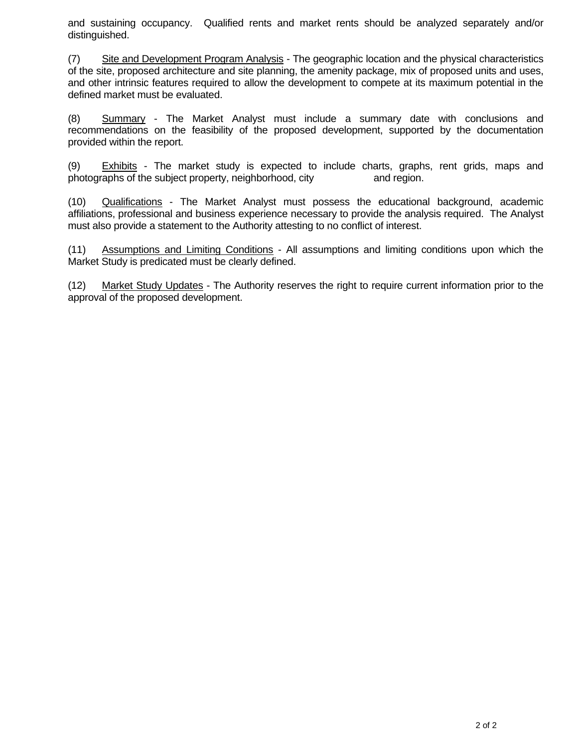and sustaining occupancy.  Qualified rents and market rents should be analyzed separately and/or distinguished.

(7) Site and Development Program Analysis - The geographic location and the physical characteristics of the site, proposed architecture and site planning, the amenity package, mix of proposed units and uses, and other intrinsic features required to allow the development to compete at its maximum potential in the defined market must be evaluated.

(8) Summary - The Market Analyst must include a summary date with conclusions and recommendations on the feasibility of the proposed development, supported by the documentation provided within the report.

(9) Exhibits - The market study is expected to include charts, graphs, rent grids, maps and photographs of the subject property, neighborhood, city and region.

(10) Qualifications - The Market Analyst must possess the educational background, academic affiliations, professional and business experience necessary to provide the analysis required.  The Analyst must also provide a statement to the Authority attesting to no conflict of interest.

(11) Assumptions and Limiting Conditions - All assumptions and limiting conditions upon which the Market Study is predicated must be clearly defined.

(12) Market Study Updates - The Authority reserves the right to require current information prior to the approval of the proposed development.